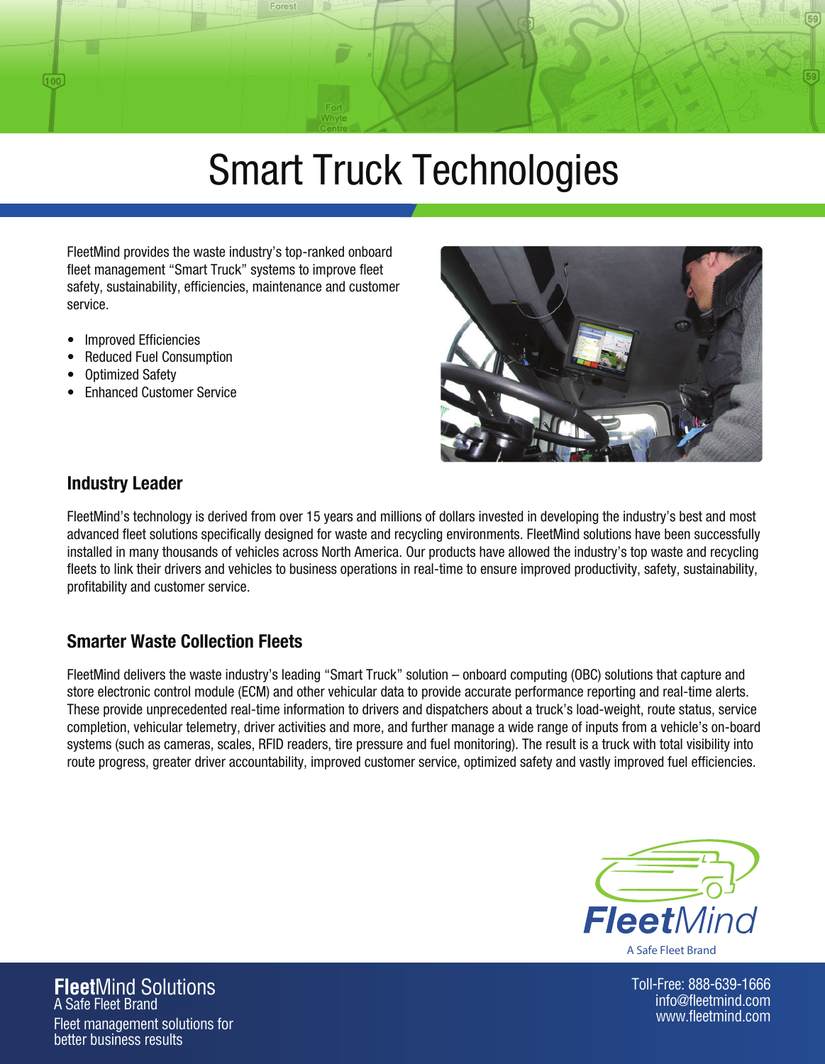# Smart Truck Technologies

FleetMind provides the waste industry's top-ranked onboard fleet management "Smart Truck" systems to improve fleet safety, sustainability, efficiencies, maintenance and customer service.

- Improved Efficiencies
- Reduced Fuel Consumption
- Optimized Safety
- Enhanced Customer Service

## Industry Leader

FleetMind's technology is derived from over 15 years and millions of dollars invested in developing the industry's best and most advanced fleet solutions specifically designed for waste and recycling environments. FleetMind solutions have been successfully installed in many thousands of vehicles across North America. Our products have allowed the industry's top waste and recycling fleets to link their drivers and vehicles to business operations in real-time to ensure improved productivity, safety, sustainability, profitability and customer service.

## Smarter Waste Collection Fleets

FleetMind delivers the waste industry's leading "Smart Truck" solution – onboard computing (OBC) solutions that capture and store electronic control module (ECM) and other vehicular data to provide accurate performance reporting and real-time alerts. These provide unprecedented real-time information to drivers and dispatchers about a truck's load-weight, route status, service completion, vehicular telemetry, driver activities and more, and further manage a wide range of inputs from a vehicle's on-board systems (such as cameras, scales, RFID readers, tire pressure and fuel monitoring). The result is a truck with total visibility into route progress, greater driver accountability, improved customer service, optimized safety and vastly improved fuel efficiencies.

FleetMind
A Safe Fleet Brand

**Fleet**Mind Solutions
A Safe Fleet Brand
Fleet management solutions for better business results

Toll-Free: 888-639-1666
info@fleetmind.com
www.fleetmind.com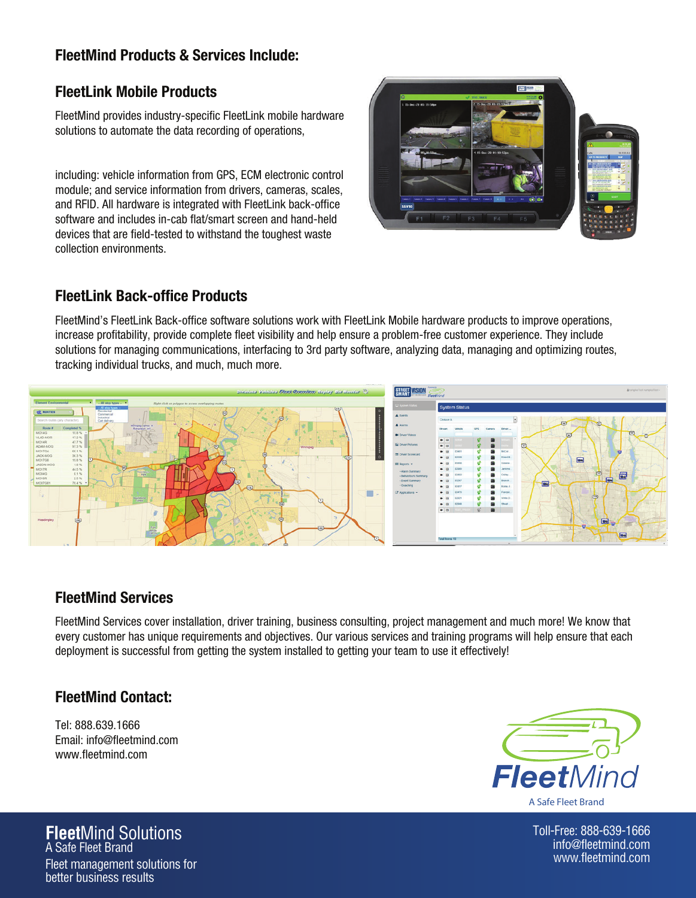## FleetMind Products & Services Include:

### FleetLink Mobile Products

FleetMind provides industry-specific FleetLink mobile hardware solutions to automate the data recording of operations,

including: vehicle information from GPS, ECM electronic control module; and service information from drivers, cameras, scales, and RFID. All hardware is integrated with FleetLink back-office software and includes in-cab flat/smart screen and hand-held devices that are field-tested to withstand the toughest waste collection environments.

### FleetLink Back-office Products

FleetMind's FleetLink Back-office software solutions work with FleetLink Mobile hardware products to improve operations, increase profitability, provide complete fleet visibility and help ensure a problem-free customer experience. They include solutions for managing communications, interfacing to 3rd party software, analyzing data, managing and optimizing routes, tracking individual trucks, and much, much more.

### FleetMind Services

FleetMind Services cover installation, driver training, business consulting, project management and much more! We know that every customer has unique requirements and objectives. Our various services and training programs will help ensure that each deployment is successful from getting the system installed to getting your team to use it effectively!

### FleetMind Contact:

Tel: 888.639.1666
Email: info@fleetmind.com
www.fleetmind.com

FleetMind
A Safe Fleet Brand

**Fleet**Mind Solutions
A Safe Fleet Brand
Fleet management solutions for better business results

Toll-Free: 888-639-1666
info@fleetmind.com
www.fleetmind.com